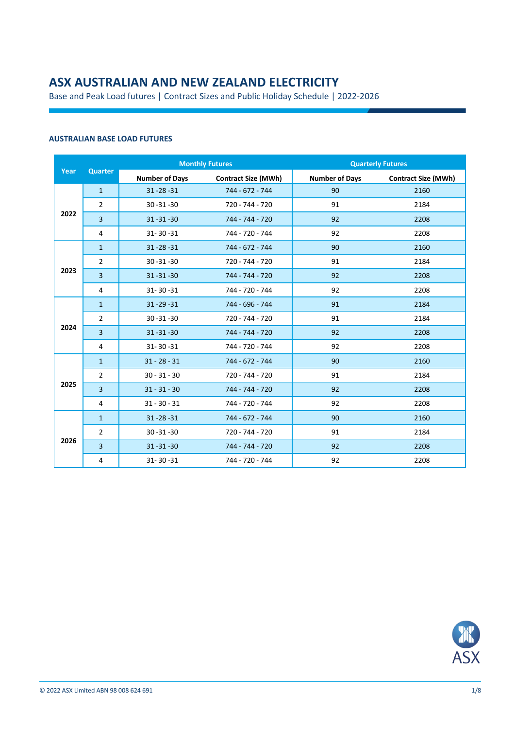# ASX AUSTRALIAN AND NEW ZEALAND ELECTRICITY

Base and Peak Load futures | Contract Sizes and Public Holiday Schedule | 2022-2026

### AUSTRALIAN BASE LOAD FUTURES

| Year | Quarter | Monthly Futures | | Quarterly Futures | |
|---|---|---|---|---|---|
| | | Number of Days | Contract Size (MWh) | Number of Days | Contract Size (MWh) |
| 2022 | 1 | 31 -28 -31 | 744 - 672 - 744 | 90 | 2160 |
| | 2 | 30 -31 -30 | 720 - 744 - 720 | 91 | 2184 |
| | 3 | 31 -31 -30 | 744 - 744 - 720 | 92 | 2208 |
| | 4 | 31- 30 -31 | 744 - 720 - 744 | 92 | 2208 |
| 2023 | 1 | 31 -28 -31 | 744 - 672 - 744 | 90 | 2160 |
| | 2 | 30 -31 -30 | 720 - 744 - 720 | 91 | 2184 |
| | 3 | 31 -31 -30 | 744 - 744 - 720 | 92 | 2208 |
| | 4 | 31- 30 -31 | 744 - 720 - 744 | 92 | 2208 |
| 2024 | 1 | 31 -29 -31 | 744 - 696 - 744 | 91 | 2184 |
| | 2 | 30 -31 -30 | 720 - 744 - 720 | 91 | 2184 |
| | 3 | 31 -31 -30 | 744 - 744 - 720 | 92 | 2208 |
| | 4 | 31- 30 -31 | 744 - 720 - 744 | 92 | 2208 |
| 2025 | 1 | 31 - 28 - 31 | 744 - 672 - 744 | 90 | 2160 |
| | 2 | 30 - 31 - 30 | 720 - 744 - 720 | 91 | 2184 |
| | 3 | 31 - 31 - 30 | 744 - 744 - 720 | 92 | 2208 |
| | 4 | 31 - 30 - 31 | 744 - 720 - 744 | 92 | 2208 |
| 2026 | 1 | 31 -28 -31 | 744 - 672 - 744 | 90 | 2160 |
| | 2 | 30 -31 -30 | 720 - 744 - 720 | 91 | 2184 |
| | 3 | 31 -31 -30 | 744 - 744 - 720 | 92 | 2208 |
| | 4 | 31- 30 -31 | 744 - 720 - 744 | 92 | 2208 |

© 2022 ASX Limited ABN 98 008 624 691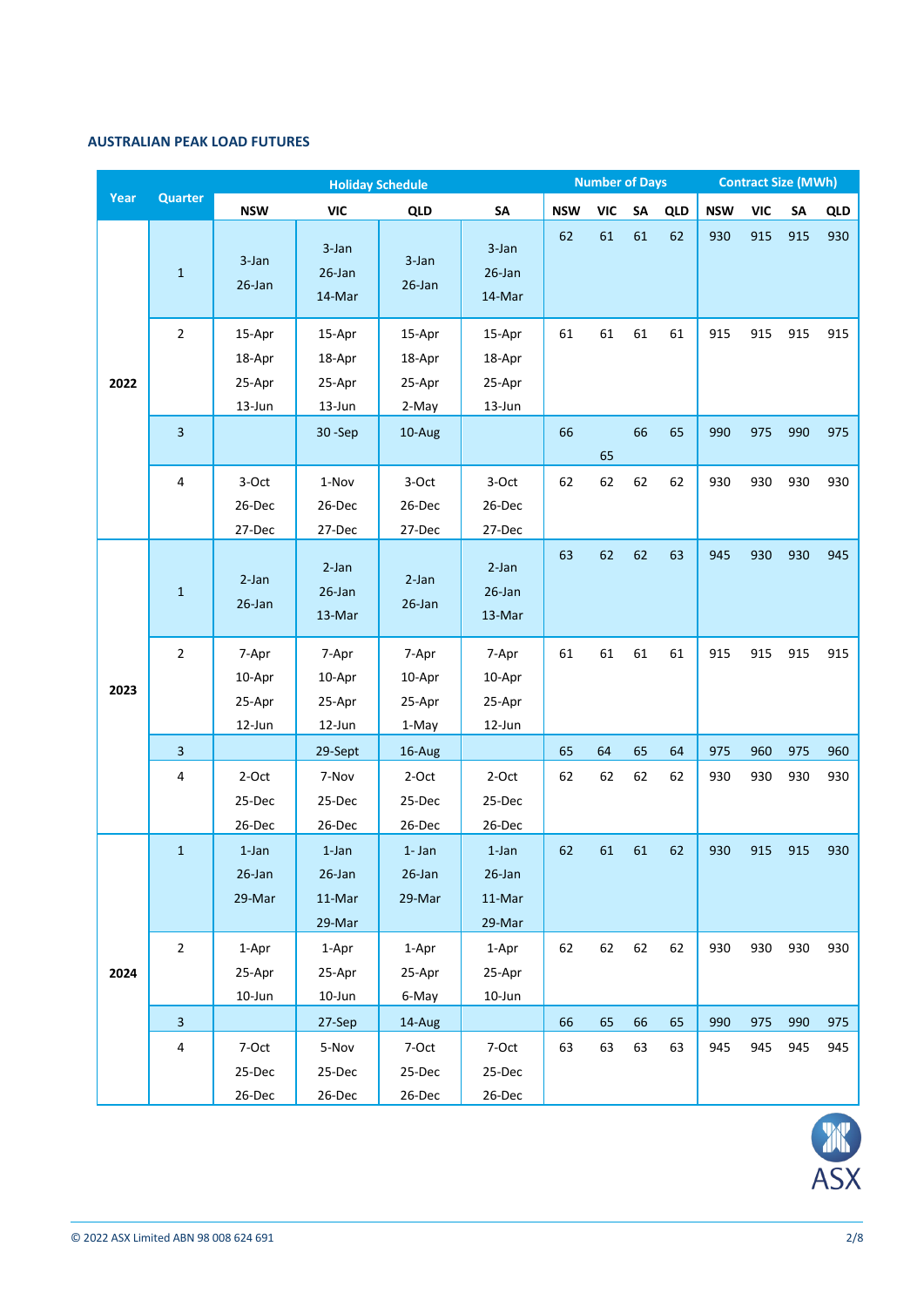### AUSTRALIAN PEAK LOAD FUTURES

| Year | Quarter | Holiday Schedule | | | | Number of Days | | | | Contract Size (MWh) | | | |
|---|---|---|---|---|---|---|---|---|---|---|---|---|---|
| | | NSW | VIC | QLD | SA | NSW | VIC | SA | QLD | NSW | VIC | SA | QLD |
| 2022 | 1 | 3-Jan 26-Jan | 3-Jan 26-Jan 14-Mar | 3-Jan 26-Jan | 3-Jan 26-Jan 14-Mar | 62 | 61 | 61 | 62 | 930 | 915 | 915 | 930 |
| | 2 | 15-Apr 18-Apr 25-Apr 13-Jun | 15-Apr 18-Apr 25-Apr 13-Jun | 15-Apr 18-Apr 25-Apr 2-May | 15-Apr 18-Apr 25-Apr 13-Jun | 61 | 61 | 61 | 61 | 915 | 915 | 915 | 915 |
| | 3 | | 30 -Sep | 10-Aug | | 66 | 65 | 66 | 65 | 990 | 975 | 990 | 975 |
| | 4 | 3-Oct 26-Dec 27-Dec | 1-Nov 26-Dec 27-Dec | 3-Oct 26-Dec 27-Dec | 3-Oct 26-Dec 27-Dec | 62 | 62 | 62 | 62 | 930 | 930 | 930 | 930 |
| 2023 | 1 | 2-Jan 26-Jan | 2-Jan 26-Jan 13-Mar | 2-Jan 26-Jan | 2-Jan 26-Jan 13-Mar | 63 | 62 | 62 | 63 | 945 | 930 | 930 | 945 |
| | 2 | 7-Apr 10-Apr 25-Apr 12-Jun | 7-Apr 10-Apr 25-Apr 12-Jun | 7-Apr 10-Apr 25-Apr 1-May | 7-Apr 10-Apr 25-Apr 12-Jun | 61 | 61 | 61 | 61 | 915 | 915 | 915 | 915 |
| | 3 | | 29-Sept | 16-Aug | | 65 | 64 | 65 | 64 | 975 | 960 | 975 | 960 |
| | 4 | 2-Oct 25-Dec 26-Dec | 7-Nov 25-Dec 26-Dec | 2-Oct 25-Dec 26-Dec | 2-Oct 25-Dec 26-Dec | 62 | 62 | 62 | 62 | 930 | 930 | 930 | 930 |
| 2024 | 1 | 1-Jan 26-Jan 29-Mar | 1-Jan 26-Jan 11-Mar 29-Mar | 1- Jan 26-Jan 29-Mar | 1-Jan 26-Jan 11-Mar 29-Mar | 62 | 61 | 61 | 62 | 930 | 915 | 915 | 930 |
| | 2 | 1-Apr 25-Apr 10-Jun | 1-Apr 25-Apr 10-Jun | 1-Apr 25-Apr 6-May | 1-Apr 25-Apr 10-Jun | 62 | 62 | 62 | 62 | 930 | 930 | 930 | 930 |
| | 3 | | 27-Sep | 14-Aug | | 66 | 65 | 66 | 65 | 990 | 975 | 990 | 975 |
| | 4 | 7-Oct 25-Dec 26-Dec | 5-Nov 25-Dec 26-Dec | 7-Oct 25-Dec 26-Dec | 7-Oct 25-Dec 26-Dec | 63 | 63 | 63 | 63 | 945 | 945 | 945 | 945 |

© 2022 ASX Limited ABN 98 008 624 691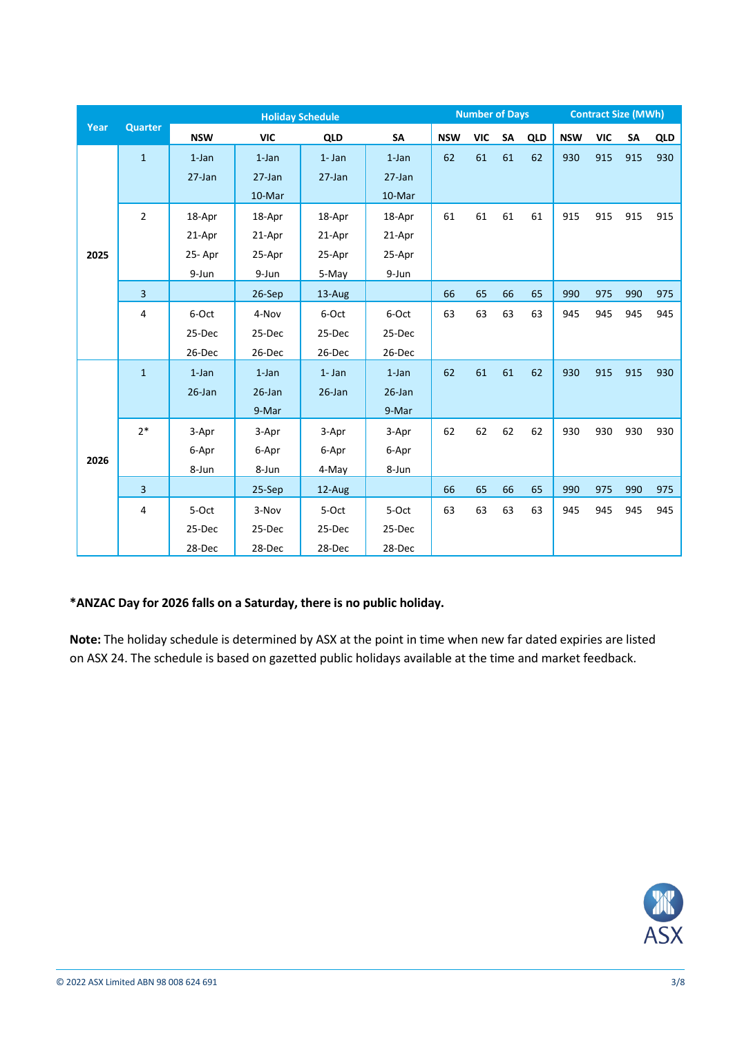| Year | Quarter | Holiday Schedule | | | | Number of Days | | | | Contract Size (MWh) | | | |
|---|---|---|---|---|---|---|---|---|---|---|---|---|---|
| | | NSW | VIC | QLD | SA | NSW | VIC | SA | QLD | NSW | VIC | SA | QLD |
| 2025 | 1 | 1-Jan<br>27-Jan | 1-Jan<br>27-Jan<br>10-Mar | 1- Jan<br>27-Jan | 1-Jan<br>27-Jan<br>10-Mar | 62 | 61 | 61 | 62 | 930 | 915 | 915 | 930 |
| | 2 | 18-Apr<br>21-Apr<br>25- Apr<br>9-Jun | 18-Apr<br>21-Apr<br>25-Apr<br>9-Jun | 18-Apr<br>21-Apr<br>25-Apr<br>5-May | 18-Apr<br>21-Apr<br>25-Apr<br>9-Jun | 61 | 61 | 61 | 61 | 915 | 915 | 915 | 915 |
| | 3 | | 26-Sep | 13-Aug | | 66 | 65 | 66 | 65 | 990 | 975 | 990 | 975 |
| | 4 | 6-Oct<br>25-Dec<br>26-Dec | 4-Nov<br>25-Dec<br>26-Dec | 6-Oct<br>25-Dec<br>26-Dec | 6-Oct<br>25-Dec<br>26-Dec | 63 | 63 | 63 | 63 | 945 | 945 | 945 | 945 |
| 2026 | 1 | 1-Jan<br>26-Jan | 1-Jan<br>26-Jan<br>9-Mar | 1- Jan<br>26-Jan | 1-Jan<br>26-Jan<br>9-Mar | 62 | 61 | 61 | 62 | 930 | 915 | 915 | 930 |
| | 2* | 3-Apr<br>6-Apr<br>8-Jun | 3-Apr<br>6-Apr<br>8-Jun | 3-Apr<br>6-Apr<br>4-May | 3-Apr<br>6-Apr<br>8-Jun | 62 | 62 | 62 | 62 | 930 | 930 | 930 | 930 |
| | 3 | | 25-Sep | 12-Aug | | 66 | 65 | 66 | 65 | 990 | 975 | 990 | 975 |
| | 4 | 5-Oct<br>25-Dec<br>28-Dec | 3-Nov<br>25-Dec<br>28-Dec | 5-Oct<br>25-Dec<br>28-Dec | 5-Oct<br>25-Dec<br>28-Dec | 63 | 63 | 63 | 63 | 945 | 945 | 945 | 945 |

**\*ANZAC Day for 2026 falls on a Saturday, there is no public holiday.**

**Note:** The holiday schedule is determined by ASX at the point in time when new far dated expiries are listed on ASX 24. The schedule is based on gazetted public holidays available at the time and market feedback.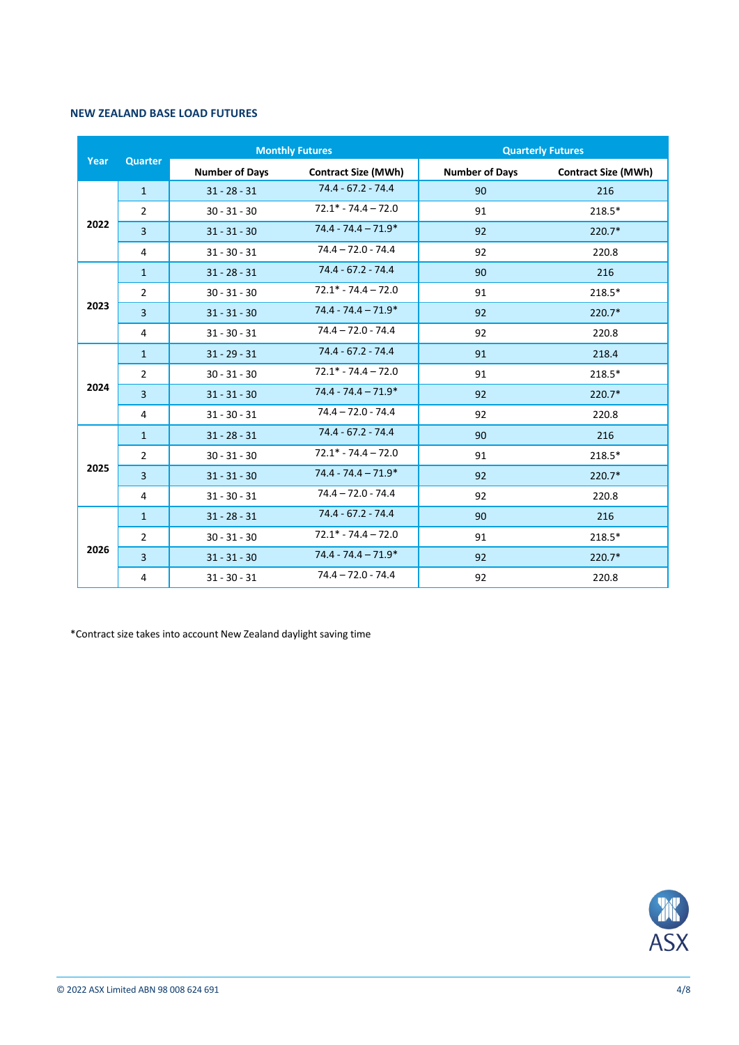## NEW ZEALAND BASE LOAD FUTURES

| Year | Quarter | Monthly Futures | | Quarterly Futures | |
|---|---|---|---|---|---|
| | | Number of Days | Contract Size (MWh) | Number of Days | Contract Size (MWh) |
| 2022 | 1 | 31 - 28 - 31 | 74.4 - 67.2 - 74.4 | 90 | 216 |
| | 2 | 30 - 31 - 30 | 72.1* - 74.4 – 72.0 | 91 | 218.5* |
| | 3 | 31 - 31 - 30 | 74.4 - 74.4 – 71.9* | 92 | 220.7* |
| | 4 | 31 - 30 - 31 | 74.4 – 72.0 - 74.4 | 92 | 220.8 |
| 2023 | 1 | 31 - 28 - 31 | 74.4 - 67.2 - 74.4 | 90 | 216 |
| | 2 | 30 - 31 - 30 | 72.1* - 74.4 – 72.0 | 91 | 218.5* |
| | 3 | 31 - 31 - 30 | 74.4 - 74.4 – 71.9* | 92 | 220.7* |
| | 4 | 31 - 30 - 31 | 74.4 – 72.0 - 74.4 | 92 | 220.8 |
| 2024 | 1 | 31 - 29 - 31 | 74.4 - 67.2 - 74.4 | 91 | 218.4 |
| | 2 | 30 - 31 - 30 | 72.1* - 74.4 – 72.0 | 91 | 218.5* |
| | 3 | 31 - 31 - 30 | 74.4 - 74.4 – 71.9* | 92 | 220.7* |
| | 4 | 31 - 30 - 31 | 74.4 – 72.0 - 74.4 | 92 | 220.8 |
| 2025 | 1 | 31 - 28 - 31 | 74.4 - 67.2 - 74.4 | 90 | 216 |
| | 2 | 30 - 31 - 30 | 72.1* - 74.4 – 72.0 | 91 | 218.5* |
| | 3 | 31 - 31 - 30 | 74.4 - 74.4 – 71.9* | 92 | 220.7* |
| | 4 | 31 - 30 - 31 | 74.4 – 72.0 - 74.4 | 92 | 220.8 |
| 2026 | 1 | 31 - 28 - 31 | 74.4 - 67.2 - 74.4 | 90 | 216 |
| | 2 | 30 - 31 - 30 | 72.1* - 74.4 – 72.0 | 91 | 218.5* |
| | 3 | 31 - 31 - 30 | 74.4 - 74.4 – 71.9* | 92 | 220.7* |
| | 4 | 31 - 30 - 31 | 74.4 – 72.0 - 74.4 | 92 | 220.8 |

*Contract size takes into account New Zealand daylight saving time

© 2022 ASX Limited ABN 98 008 624 691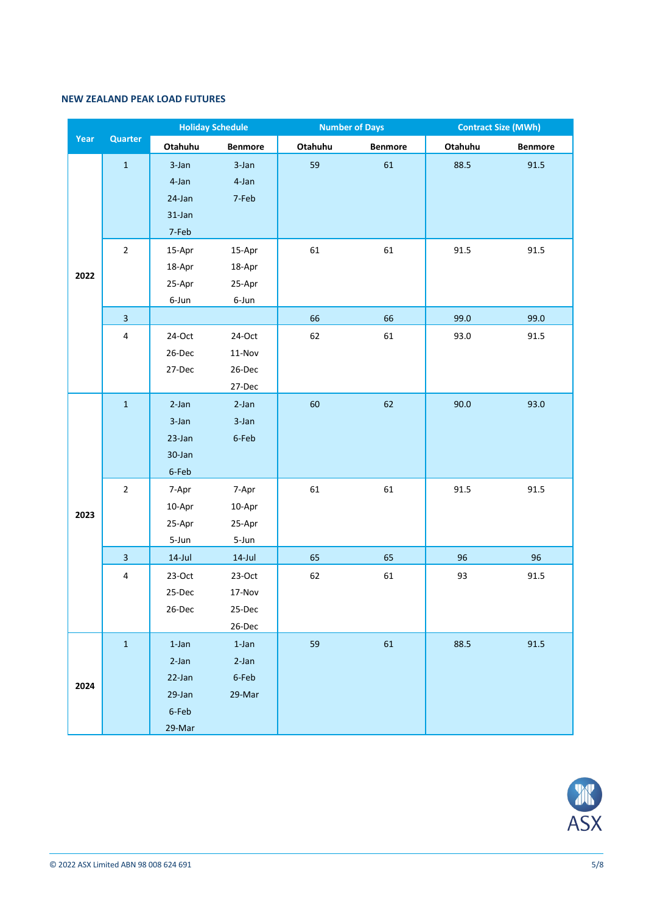## NEW ZEALAND PEAK LOAD FUTURES

| Year | Quarter | Holiday Schedule | | Number of Days | | Contract Size (MWh) | |
|---|---|---|---|---|---|---|---|
| | | Otahuhu | Benmore | Otahuhu | Benmore | Otahuhu | Benmore |
| 2022 | 1 | 3-Jan<br>4-Jan<br>24-Jan<br>31-Jan<br>7-Feb | 3-Jan<br>4-Jan<br>7-Feb | 59 | 61 | 88.5 | 91.5 |
| | 2 | 15-Apr<br>18-Apr<br>25-Apr<br>6-Jun | 15-Apr<br>18-Apr<br>25-Apr<br>6-Jun | 61 | 61 | 91.5 | 91.5 |
| | 3 | | | 66 | 66 | 99.0 | 99.0 |
| | 4 | 24-Oct<br>26-Dec<br>27-Dec | 24-Oct<br>11-Nov<br>26-Dec<br>27-Dec | 62 | 61 | 93.0 | 91.5 |
| 2023 | 1 | 2-Jan<br>3-Jan<br>23-Jan<br>30-Jan<br>6-Feb | 2-Jan<br>3-Jan<br>6-Feb | 60 | 62 | 90.0 | 93.0 |
| | 2 | 7-Apr<br>10-Apr<br>25-Apr<br>5-Jun | 7-Apr<br>10-Apr<br>25-Apr<br>5-Jun | 61 | 61 | 91.5 | 91.5 |
| | 3 | 14-Jul | 14-Jul | 65 | 65 | 96 | 96 |
| | 4 | 23-Oct<br>25-Dec<br>26-Dec | 23-Oct<br>17-Nov<br>25-Dec<br>26-Dec | 62 | 61 | 93 | 91.5 |
| 2024 | 1 | 1-Jan<br>2-Jan<br>22-Jan<br>29-Jan<br>6-Feb<br>29-Mar | 1-Jan<br>2-Jan<br>6-Feb<br>29-Mar | 59 | 61 | 88.5 | 91.5 |

© 2022 ASX Limited ABN 98 008 624 691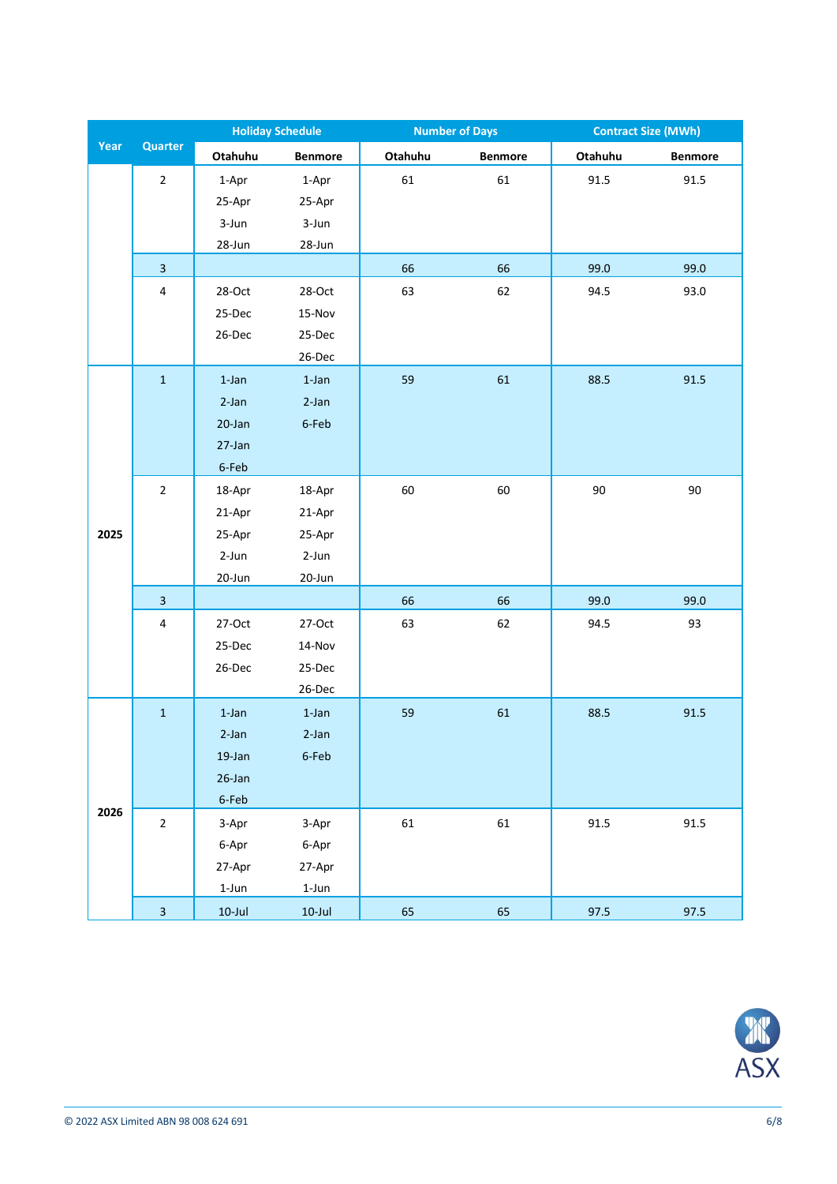| Year | Quarter | Holiday Schedule | | Number of Days | | Contract Size (MWh) | |
|---|---|---|---|---|---|---|---|
| | | Otahuhu | Benmore | Otahuhu | Benmore | Otahuhu | Benmore |
| | 2 | 1-Apr<br>25-Apr<br>3-Jun<br>28-Jun | 1-Apr<br>25-Apr<br>3-Jun<br>28-Jun | 61 | 61 | 91.5 | 91.5 |
| | 3 | | | 66 | 66 | 99.0 | 99.0 |
| | 4 | 28-Oct<br>25-Dec<br>26-Dec | 28-Oct<br>15-Nov<br>25-Dec<br>26-Dec | 63 | 62 | 94.5 | 93.0 |
| 2025 | 1 | 1-Jan<br>2-Jan<br>20-Jan<br>27-Jan<br>6-Feb | 1-Jan<br>2-Jan<br>6-Feb | 59 | 61 | 88.5 | 91.5 |
| | 2 | 18-Apr<br>21-Apr<br>25-Apr<br>2-Jun<br>20-Jun | 18-Apr<br>21-Apr<br>25-Apr<br>2-Jun<br>20-Jun | 60 | 60 | 90 | 90 |
| | 3 | | | 66 | 66 | 99.0 | 99.0 |
| | 4 | 27-Oct<br>25-Dec<br>26-Dec | 27-Oct<br>14-Nov<br>25-Dec<br>26-Dec | 63 | 62 | 94.5 | 93 |
| 2026 | 1 | 1-Jan<br>2-Jan<br>19-Jan<br>26-Jan<br>6-Feb | 1-Jan<br>2-Jan<br>6-Feb | 59 | 61 | 88.5 | 91.5 |
| | 2 | 3-Apr<br>6-Apr<br>27-Apr<br>1-Jun | 3-Apr<br>6-Apr<br>27-Apr<br>1-Jun | 61 | 61 | 91.5 | 91.5 |
| | 3 | 10-Jul | 10-Jul | 65 | 65 | 97.5 | 97.5 |

© 2022 ASX Limited ABN 98 008 624 691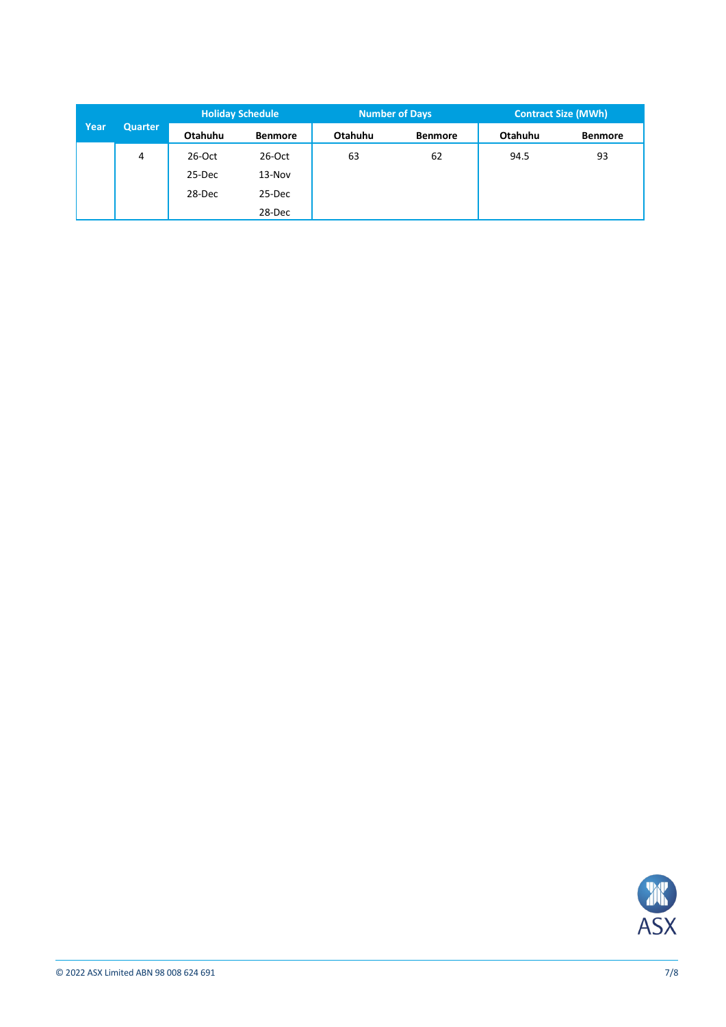| Year | Quarter | Holiday Schedule | | Number of Days | | Contract Size (MWh) | |
|---|---|---|---|---|---|---|---|
| | | Otahuhu | Benmore | Otahuhu | Benmore | Otahuhu | Benmore |
| | 4 | 26-Oct | 26-Oct | 63 | 62 | 94.5 | 93 |
| | | 25-Dec | 13-Nov | | | | |
| | | 28-Dec | 25-Dec | | | | |
| | | | 28-Dec | | | | |

© 2022 ASX Limited ABN 98 008 624 691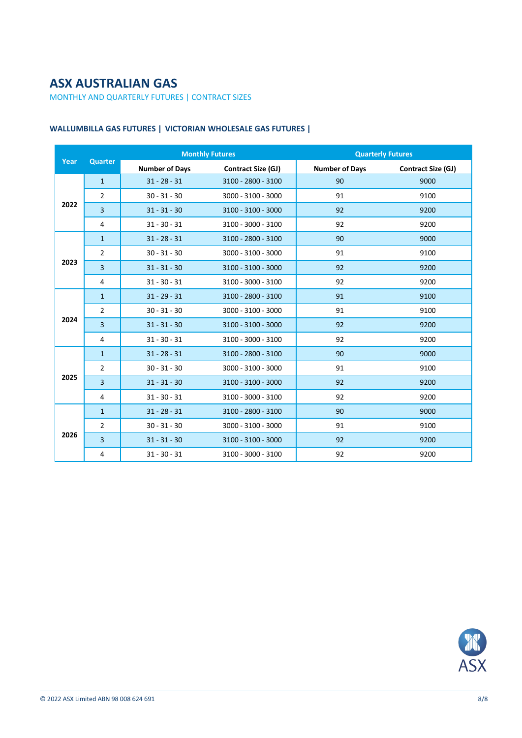# ASX AUSTRALIAN GAS

MONTHLY AND QUARTERLY FUTURES | CONTRACT SIZES

## WALLUMBILLA GAS FUTURES | VICTORIAN WHOLESALE GAS FUTURES |

| Year | Quarter | Monthly Futures | | Quarterly Futures | |
|---|---|---|---|---|---|
| | | Number of Days | Contract Size (GJ) | Number of Days | Contract Size (GJ) |
| 2022 | 1 | 31 - 28 - 31 | 3100 - 2800 - 3100 | 90 | 9000 |
| | 2 | 30 - 31 - 30 | 3000 - 3100 - 3000 | 91 | 9100 |
| | 3 | 31 - 31 - 30 | 3100 - 3100 - 3000 | 92 | 9200 |
| | 4 | 31 - 30 - 31 | 3100 - 3000 - 3100 | 92 | 9200 |
| 2023 | 1 | 31 - 28 - 31 | 3100 - 2800 - 3100 | 90 | 9000 |
| | 2 | 30 - 31 - 30 | 3000 - 3100 - 3000 | 91 | 9100 |
| | 3 | 31 - 31 - 30 | 3100 - 3100 - 3000 | 92 | 9200 |
| | 4 | 31 - 30 - 31 | 3100 - 3000 - 3100 | 92 | 9200 |
| 2024 | 1 | 31 - 29 - 31 | 3100 - 2800 - 3100 | 91 | 9100 |
| | 2 | 30 - 31 - 30 | 3000 - 3100 - 3000 | 91 | 9100 |
| | 3 | 31 - 31 - 30 | 3100 - 3100 - 3000 | 92 | 9200 |
| | 4 | 31 - 30 - 31 | 3100 - 3000 - 3100 | 92 | 9200 |
| 2025 | 1 | 31 - 28 - 31 | 3100 - 2800 - 3100 | 90 | 9000 |
| | 2 | 30 - 31 - 30 | 3000 - 3100 - 3000 | 91 | 9100 |
| | 3 | 31 - 31 - 30 | 3100 - 3100 - 3000 | 92 | 9200 |
| | 4 | 31 - 30 - 31 | 3100 - 3000 - 3100 | 92 | 9200 |
| 2026 | 1 | 31 - 28 - 31 | 3100 - 2800 - 3100 | 90 | 9000 |
| | 2 | 30 - 31 - 30 | 3000 - 3100 - 3000 | 91 | 9100 |
| | 3 | 31 - 31 - 30 | 3100 - 3100 - 3000 | 92 | 9200 |
| | 4 | 31 - 30 - 31 | 3100 - 3000 - 3100 | 92 | 9200 |

© 2022 ASX Limited ABN 98 008 624 691